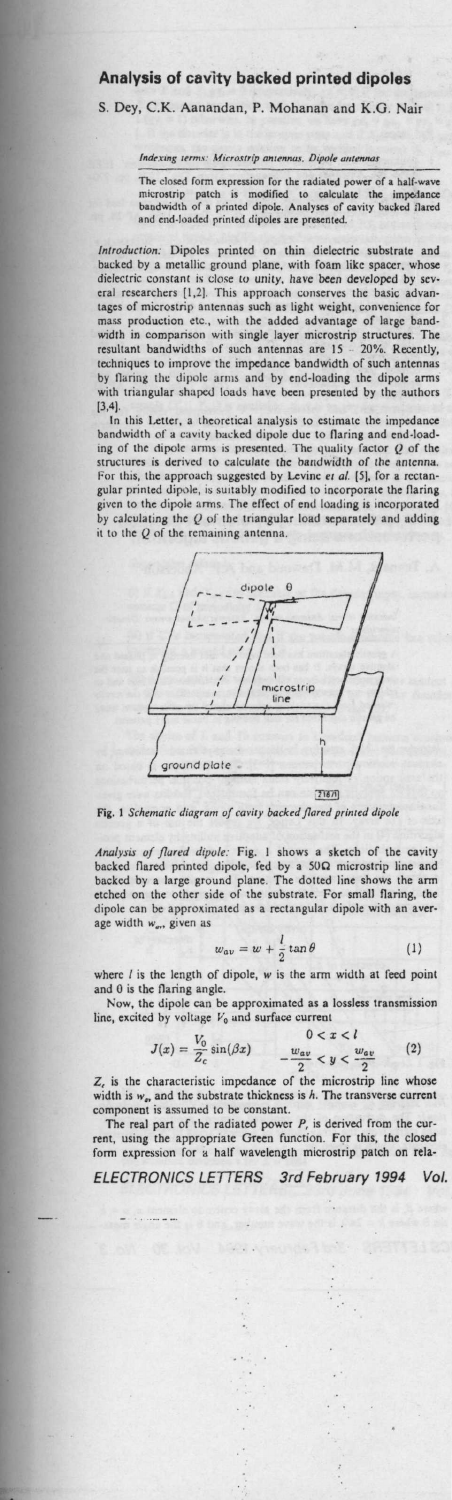# Analysis of cavity backed printed dipoles

S. Dey, C.K. Aanandan, P. Mohanan and K.G. Nair

*Indexing terms: Microstrip antennas, Dipole antennas*

The closed form expression for the radiated power of a half-wave microstrip patch is modified to calculate the impedance bandwidth of a printed dipole. Analyses of cavity backed flared and end-loaded printed dipoles are presented.

*Introduction:* Dipoles printed on thin dielectric substrate and backed by a metallic ground plane, with foam like spacer, whose dielectric constant is close to unity, have been developed by several researchers [1,2]. This approach conserves the basic advantages of microstrip antennas such as light weight, convenience for mass production etc., with the added advantage of large bandwidth in comparison with single layer microstrip structures. The resultant bandwidths of such antennas are 15 - 20%. Recently, techniques to improve the impedance bandwidth of such antennas by flaring the dipole arms and by end-loading the dipole arms with triangular shaped loads have been presented by the authors [3,4].

In this Letter, a theoretical analysis to estimate the impedance bandwidth of a cavity backed dipole due to flaring and end-loading of the dipole arms is presented. The quality factor $Q$ of the structures is derived to calculate the bandwidth of the antenna. For this, the approach suggested by Levine *et al.* [5], for a rectangular printed dipole, is suitably modified to incorporate the flaring given to the dipole arms. The effect of end loading is incorporated by calculating the $Q$ of the triangular load separately and adding it to the $Q$ of the remaining antenna.

Fig. 1 *Schematic diagram of cavity backed flared printed dipole*

*Analysis of flared dipole:* Fig. 1 shows a sketch of the cavity backed flared printed dipole, fed by a 50Ω microstrip line and backed by a large ground plane. The dotted line shows the arm etched on the other side of the substrate. For small flaring, the dipole can be approximated as a rectangular dipole with an average width $w_{av}$, given as

$$w_{av} = w + \frac{l}{2}\tan\theta \tag{1}$$

where $l$ is the length of dipole, $w$ is the arm width at feed point and $\theta$ is the flaring angle.

Now, the dipole can be approximated as a lossless transmission line, excited by voltage $V_0$ and surface current

$$J(x) = \frac{V_0}{Z_c}\sin(\beta x) \qquad \begin{array}{c} 0 < x < l \\ -\frac{w_{av}}{2} < y < \frac{w_{av}}{2} \end{array} \tag{2}$$

$Z_c$ is the characteristic impedance of the microstrip line whose width is $w_a$, and the substrate thickness is $h$. The transverse current component is assumed to be constant.

The real part of the radiated power $P_r$ is derived from the current, using the appropriate Green function. For this, the closed form expression for a half wavelength microstrip patch on rela-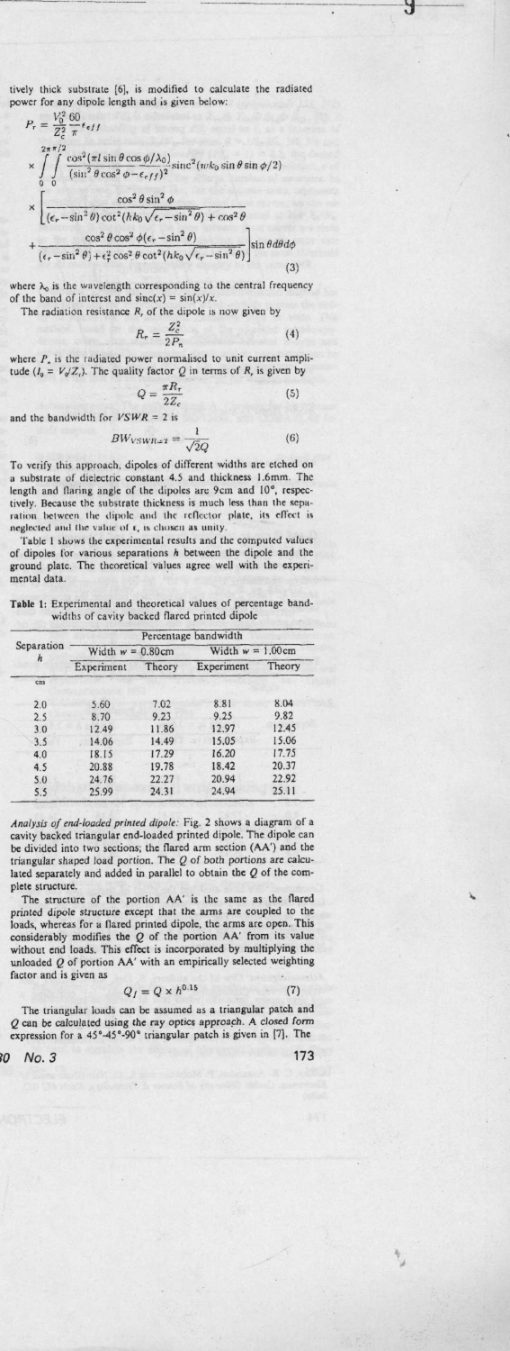tively thick substrate [6], is modified to calculate the radiated power for any dipole length and is given below:

$$P_r = \frac{V_0^2}{Z_c^2}\frac{60}{\pi}\epsilon_{eff}$$
$$\times \int_0^{2\pi}\int_0^{\pi/2} \frac{\cos^2(\pi l \sin\theta\cos\phi/\lambda_0)}{(\sin^2\theta\cos^2\phi - \epsilon_{eff})^2}\,\mathrm{sinc}^2(wk_0\sin\theta\sin\phi/2)$$
$$\times\left[\frac{\cos^2\theta\sin^2\phi}{(\epsilon_r-\sin^2\theta)\cot^2(hk_0\sqrt{\epsilon_r-\sin^2\theta})+\cos^2\theta}\right.$$
$$\left.+\frac{\cos^2\theta\cos^2\phi(\epsilon_r-\sin^2\theta)}{(\epsilon_r-\sin^2\theta)+\epsilon_r^2\cos^2\theta\cot^2(hk_0\sqrt{\epsilon_r-\sin^2\theta})}\right]\sin\theta\, d\theta\, d\phi \tag{3}$$

where $\lambda_0$ is the wavelength corresponding to the central frequency of the band of interest and $\mathrm{sinc}(x) = \sin(x)/x$.

The radiation resistance $R_r$ of the dipole is now given by

$$R_r = \frac{Z_c^2}{2P_n} \tag{4}$$

where $P_n$ is the radiated power normalised to unit current amplitude ($I_0 = V_0/Z_c$). The quality factor $Q$ in terms of $R_r$ is given by

$$Q = \frac{\pi R_r}{2Z_c} \tag{5}$$

and the bandwidth for $VSWR = 2$ is

$$BW_{VSWR=2} = \frac{1}{\sqrt{2}Q} \tag{6}$$

To verify this approach, dipoles of different widths are etched on a substrate of dielectric constant 4.5 and thickness 1.6mm. The length and flaring angle of the dipoles are 9cm and 10°, respectively. Because the substrate thickness is much less than the separation between the dipole and the reflector plate, its effect is neglected and the value of $\epsilon_r$ is chosen as unity.

Table 1 shows the experimental results and the computed values of dipoles for various separations $h$ between the dipole and the ground plate. The theoretical values agree well with the experimental data.

**Table 1:** Experimental and theoretical values of percentage bandwidths of cavity backed flared printed dipole

| Separation $h$ | Percentage bandwidth | | | |
|---|---|---|---|---|
| | Width $w$ = 0.80cm | | Width $w$ = 1.00cm | |
| | Experiment | Theory | Experiment | Theory |
| cm | | | | |
| 2.0 | 5.60 | 7.02 | 8.81 | 8.04 |
| 2.5 | 8.70 | 9.23 | 9.25 | 9.82 |
| 3.0 | 12.49 | 11.86 | 12.97 | 12.45 |
| 3.5 | 14.06 | 14.49 | 15.05 | 15.06 |
| 4.0 | 18.15 | 17.29 | 16.20 | 17.75 |
| 4.5 | 20.88 | 19.78 | 18.42 | 20.37 |
| 5.0 | 24.76 | 22.27 | 20.94 | 22.92 |
| 5.5 | 25.99 | 24.31 | 24.94 | 25.11 |

*Analysis of end-loaded printed dipole:* Fig. 2 shows a diagram of a cavity backed triangular end-loaded printed dipole. The dipole can be divided into two sections; the flared arm section (AA') and the triangular shaped load portion. The $Q$ of both portions are calculated separately and added in parallel to obtain the $Q$ of the complete structure.

The structure of the portion AA' is the same as the flared printed dipole structure except that the arms are coupled to the loads, whereas for a flared printed dipole, the arms are open. This considerably modifies the $Q$ of the portion AA' from its value without end loads. This effect is incorporated by multiplying the unloaded $Q$ of portion AA' with an empirically selected weighting factor and is given as

$$Q_l = Q \times h^{0.15} \tag{7}$$

The triangular loads can be assumed as a triangular patch and $Q$ can be calculated using the ray optics approach. A closed form expression for a 45°-45°-90° triangular patch is given in [7]. The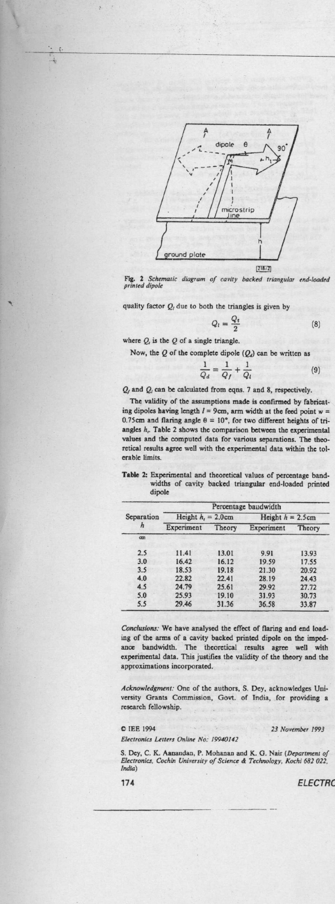Fig. 2 *Schematic diagram of cavity backed triangular end-loaded printed dipole*

quality factor $Q_t$ due to both the triangles is given by

$$Q_t = \frac{Q_t}{2} \tag{8}$$

where $Q_t$ is the $Q$ of a single triangle.

Now, the $Q$ of the complete dipole ($Q_d$) can be written as

$$\frac{1}{Q_d} = \frac{1}{Q_f} + \frac{1}{Q_t} \tag{9}$$

$Q_f$ and $Q_t$ can be calculated from eqns. 7 and 8, respectively.

The validity of the assumptions made is confirmed by fabricating dipoles having length $l = 9$cm, arm width at the feed point $w = 0.75$cm and flaring angle $\theta = 10°$, for two different heights of triangles $h_t$. Table 2 shows the comparison between the experimental values and the computed data for various separations. The theoretical results agree well with the experimental data within the tolerable limits.

**Table 2:** Experimental and theoretical values of percentage bandwidths of cavity backed triangular end-loaded printed dipole

| Separation $h$ | Percentage bandwidth | | | |
|---|---|---|---|---|
| | Height $h_t$ = 2.0cm | | Height $h$ = 2.5cm | |
| | Experiment | Theory | Experiment | Theory |
| cm | | | | |
| 2.5 | 11.41 | 13.01 | 9.91 | 13.93 |
| 3.0 | 16.42 | 16.12 | 19.59 | 17.55 |
| 3.5 | 18.53 | 19.18 | 21.30 | 20.92 |
| 4.0 | 22.82 | 22.41 | 28.19 | 24.43 |
| 4.5 | 24.79 | 25.61 | 29.92 | 27.72 |
| 5.0 | 25.93 | 19.10 | 31.93 | 30.73 |
| 5.5 | 29.46 | 31.36 | 36.58 | 33.87 |

*Conclusions:* We have analysed the effect of flaring and end loading of the arms of a cavity backed printed dipole on the impedance bandwidth. The theoretical results agree well with experimental data. This justifies the validity of the theory and the approximations incorporated.

*Acknowledgment:* One of the authors, S. Dey, acknowledges University Grants Commission, Govt. of India, for providing a research fellowship.

© IEE 1994 — 23 November 1993

*Electronics Letters Online No: 19940142*

S. Dey, C. K. Aanandan, P. Mohanan and K. G. Nair (*Department of Electronics, Cochin University of Science & Technology, Kochi 682 022, India*)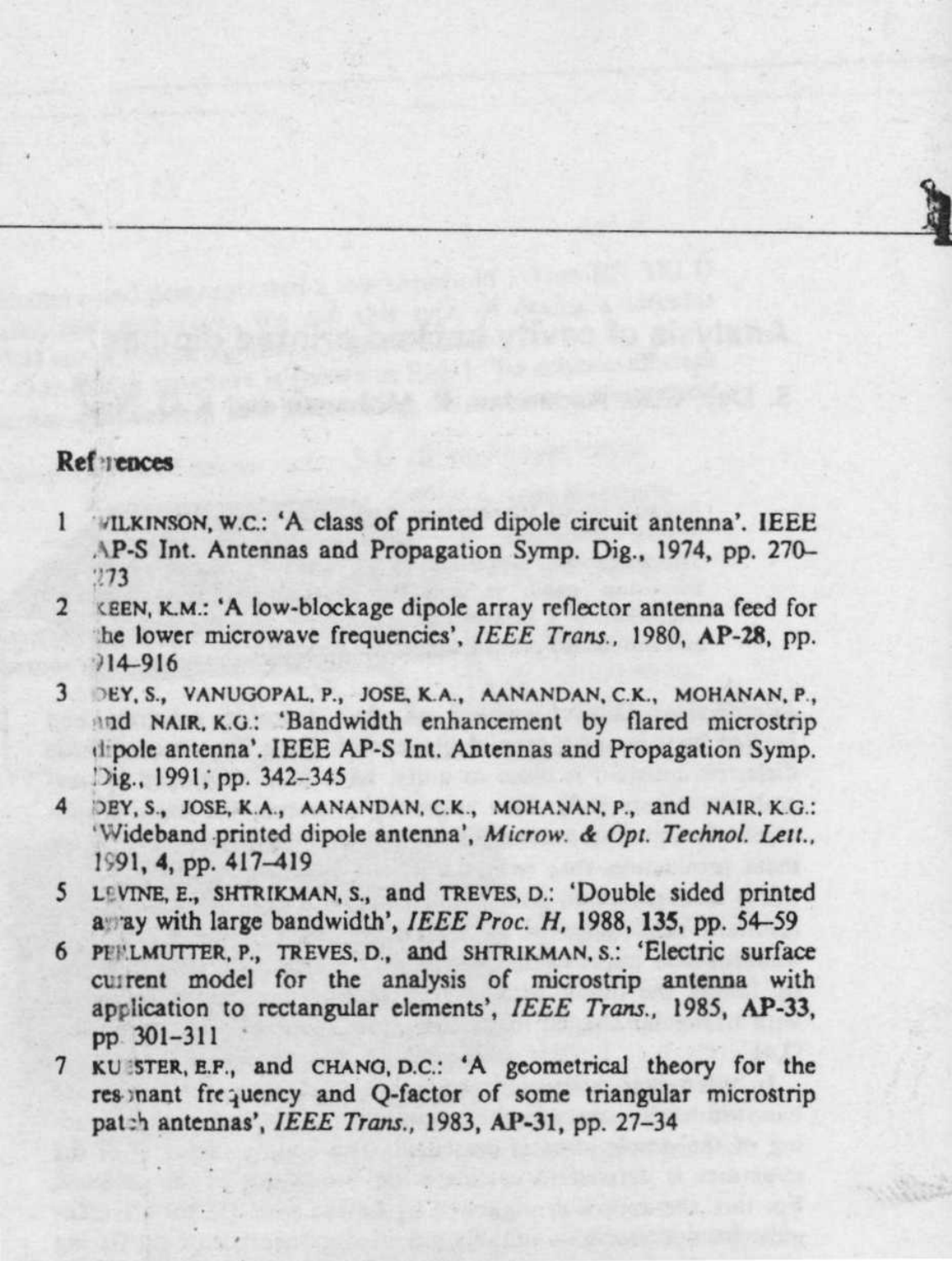## References

1. WILKINSON, W.C.: 'A class of printed dipole circuit antenna'. IEEE AP-S Int. Antennas and Propagation Symp. Dig., 1974, pp. 270–273
2. KEEN, K.M.: 'A low-blockage dipole array reflector antenna feed for the lower microwave frequencies', *IEEE Trans.*, 1980, **AP-28**, pp. 914–916
3. DEY, S., VANUGOPAL, P., JOSE, K.A., AANANDAN, C.K., MOHANAN, P., and NAIR, K.G.: 'Bandwidth enhancement by flared microstrip dipole antenna'. IEEE AP-S Int. Antennas and Propagation Symp. Dig., 1991, pp. 342–345
4. DEY, S., JOSE, K.A., AANANDAN, C.K., MOHANAN, P., and NAIR, K.G.: 'Wideband printed dipole antenna', *Microw. & Opt. Technol. Lett.*, 1991, **4**, pp. 417–419
5. LEVINE, E., SHTRIKMAN, S., and TREVES, D.: 'Double sided printed array with large bandwidth', *IEEE Proc. H*, 1988, **135**, pp. 54–59
6. PERLMUTTER, P., TREVES, D., and SHTRIKMAN, S.: 'Electric surface current model for the analysis of microstrip antenna with application to rectangular elements', *IEEE Trans.*, 1985, **AP-33**, pp. 301–311
7. KUESTER, E.F., and CHANG, D.C.: 'A geometrical theory for the resonant frequency and Q-factor of some triangular microstrip patch antennas', *IEEE Trans.*, 1983, **AP-31**, pp. 27–34